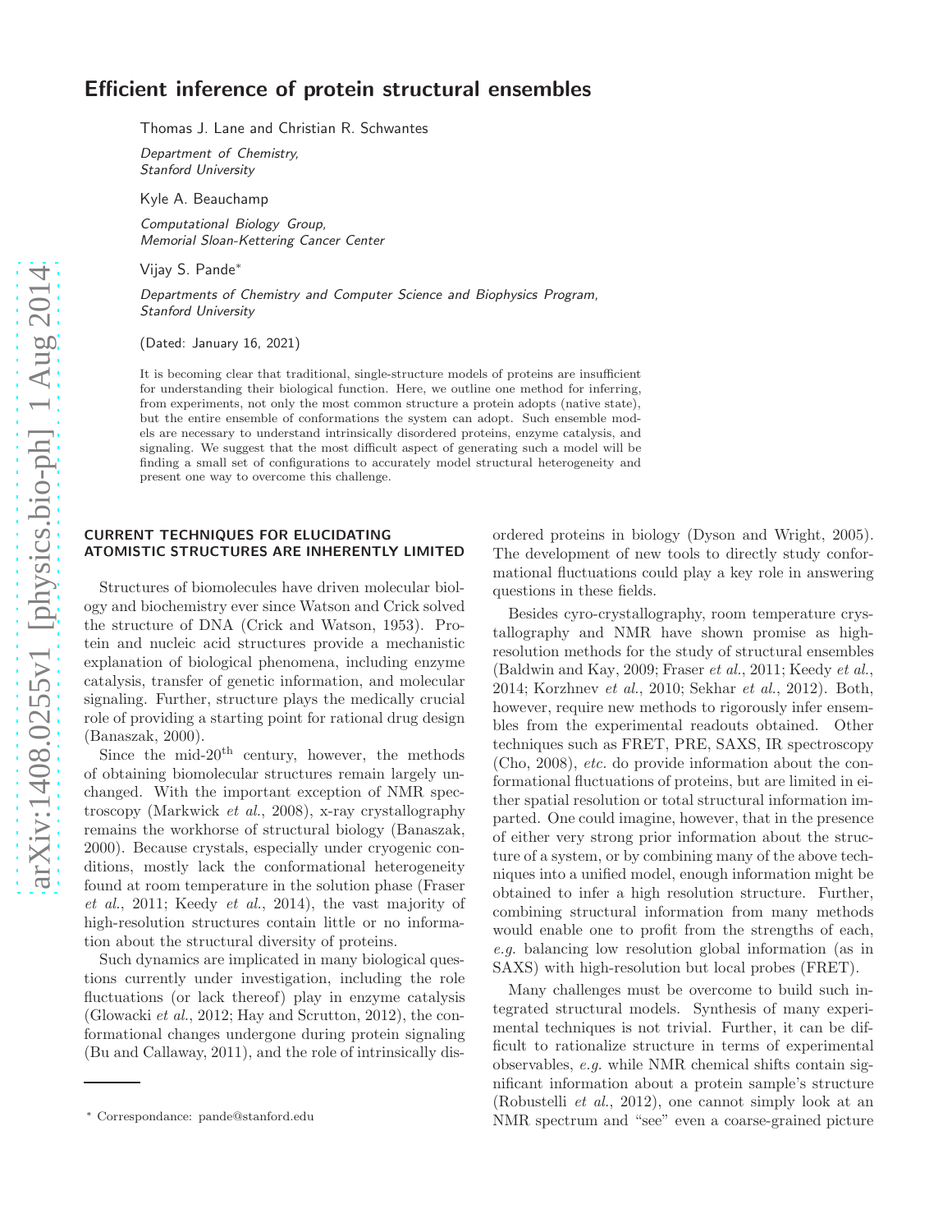# Efficient inference of protein structural ensembles

Thomas J. Lane and Christian R. Schwantes

*Department of Chemistry, Stanford University*

Kyle A. Beauchamp

*Computational Biology Group, Memorial Sloan-Kettering Cancer Center*

Vijay S. Pande*

*Departments of Chemistry and Computer Science and Biophysics Program, Stanford University*

(Dated: January 16, 2021)

It is becoming clear that traditional, single-structure models of proteins are insufficient for understanding their biological function. Here, we outline one method for inferring, from experiments, not only the most common structure a protein adopts (native state), but the entire ensemble of conformations the system can adopt. Such ensemble models are necessary to understand intrinsically disordered proteins, enzyme catalysis, and signaling. We suggest that the most difficult aspect of generating such a model will be finding a small set of configurations to accurately model structural heterogeneity and present one way to overcome this challenge.

## CURRENT TECHNIQUES FOR ELUCIDATING ATOMISTIC STRUCTURES ARE INHERENTLY LIMITED

Structures of biomolecules have driven molecular biology and biochemistry ever since Watson and Crick solved the structure of DNA (Crick and Watson, 1953). Protein and nucleic acid structures provide a mechanistic explanation of biological phenomena, including enzyme catalysis, transfer of genetic information, and molecular signaling. Further, structure plays the medically crucial role of providing a starting point for rational drug design (Banaszak, 2000).

Since the mid-20$^{\text{th}}$ century, however, the methods of obtaining biomolecular structures remain largely unchanged. With the important exception of NMR spectroscopy (Markwick *et al.*, 2008), x-ray crystallography remains the workhorse of structural biology (Banaszak, 2000). Because crystals, especially under cryogenic conditions, mostly lack the conformational heterogeneity found at room temperature in the solution phase (Fraser *et al.*, 2011; Keedy *et al.*, 2014), the vast majority of high-resolution structures contain little or no information about the structural diversity of proteins.

Such dynamics are implicated in many biological questions currently under investigation, including the role fluctuations (or lack thereof) play in enzyme catalysis (Glowacki *et al.*, 2012; Hay and Scrutton, 2012), the conformational changes undergone during protein signaling (Bu and Callaway, 2011), and the role of intrinsically disordered proteins in biology (Dyson and Wright, 2005). The development of new tools to directly study conformational fluctuations could play a key role in answering questions in these fields.

Besides cyro-crystallography, room temperature crystallography and NMR have shown promise as high-resolution methods for the study of structural ensembles (Baldwin and Kay, 2009; Fraser *et al.*, 2011; Keedy *et al.*, 2014; Korzhnev *et al.*, 2010; Sekhar *et al.*, 2012). Both, however, require new methods to rigorously infer ensembles from the experimental readouts obtained. Other techniques such as FRET, PRE, SAXS, IR spectroscopy (Cho, 2008), *etc.* do provide information about the conformational fluctuations of proteins, but are limited in either spatial resolution or total structural information imparted. One could imagine, however, that in the presence of either very strong prior information about the structure of a system, or by combining many of the above techniques into a unified model, enough information might be obtained to infer a high resolution structure. Further, combining structural information from many methods would enable one to profit from the strengths of each, *e.g.* balancing low resolution global information (as in SAXS) with high-resolution but local probes (FRET).

Many challenges must be overcome to build such integrated structural models. Synthesis of many experimental techniques is not trivial. Further, it can be difficult to rationalize structure in terms of experimental observables, *e.g.* while NMR chemical shifts contain significant information about a protein sample's structure (Robustelli *et al.*, 2012), one cannot simply look at an NMR spectrum and "see" even a coarse-grained picture

* Correspondance: pande@stanford.edu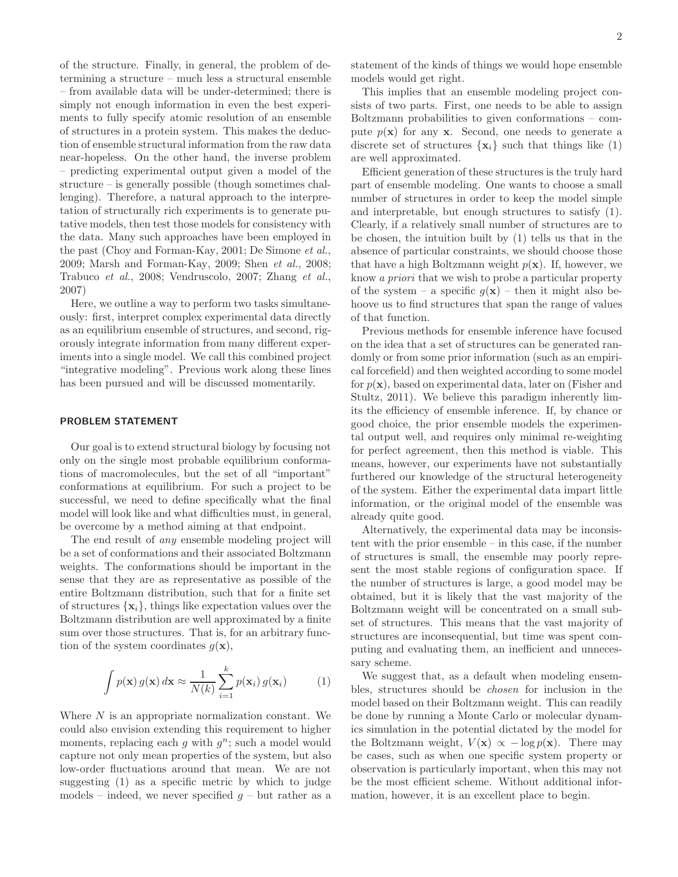of the structure. Finally, in general, the problem of determining a structure – much less a structural ensemble – from available data will be under-determined; there is simply not enough information in even the best experiments to fully specify atomic resolution of an ensemble of structures in a protein system. This makes the deduction of ensemble structural information from the raw data near-hopeless. On the other hand, the inverse problem – predicting experimental output given a model of the structure – is generally possible (though sometimes challenging). Therefore, a natural approach to the interpretation of structurally rich experiments is to generate putative models, then test those models for consistency with the data. Many such approaches have been employed in the past (Choy and Forman-Kay, 2001; De Simone *et al.*, 2009; Marsh and Forman-Kay, 2009; Shen *et al.*, 2008; Trabuco *et al.*, 2008; Vendruscolo, 2007; Zhang *et al.*, 2007)

Here, we outline a way to perform two tasks simultaneously: first, interpret complex experimental data directly as an equilibrium ensemble of structures, and second, rigorously integrate information from many different experiments into a single model. We call this combined project "integrative modeling". Previous work along these lines has been pursued and will be discussed momentarily.

## PROBLEM STATEMENT

Our goal is to extend structural biology by focusing not only on the single most probable equilibrium conformations of macromolecules, but the set of all "important" conformations at equilibrium. For such a project to be successful, we need to define specifically what the final model will look like and what difficulties must, in general, be overcome by a method aiming at that endpoint.

The end result of *any* ensemble modeling project will be a set of conformations and their associated Boltzmann weights. The conformations should be important in the sense that they are as representative as possible of the entire Boltzmann distribution, such that for a finite set of structures $\{\mathbf{x}_i\}$, things like expectation values over the Boltzmann distribution are well approximated by a finite sum over those structures. That is, for an arbitrary function of the system coordinates $g(\mathbf{x})$,

$$\int p(\mathbf{x})\, g(\mathbf{x})\, d\mathbf{x} \approx \frac{1}{N(k)} \sum_{i=1}^{k} p(\mathbf{x}_i)\, g(\mathbf{x}_i) \tag{1}$$

Where $N$ is an appropriate normalization constant. We could also envision extending this requirement to higher moments, replacing each $g$ with $g^n$; such a model would capture not only mean properties of the system, but also low-order fluctuations around that mean. We are not suggesting (1) as a specific metric by which to judge models – indeed, we never specified $g$ – but rather as a statement of the kinds of things we would hope ensemble models would get right.

This implies that an ensemble modeling project consists of two parts. First, one needs to be able to assign Boltzmann probabilities to given conformations – compute $p(\mathbf{x})$ for any $\mathbf{x}$. Second, one needs to generate a discrete set of structures $\{\mathbf{x}_i\}$ such that things like (1) are well approximated.

Efficient generation of these structures is the truly hard part of ensemble modeling. One wants to choose a small number of structures in order to keep the model simple and interpretable, but enough structures to satisfy (1). Clearly, if a relatively small number of structures are to be chosen, the intuition built by (1) tells us that in the absence of particular constraints, we should choose those that have a high Boltzmann weight $p(\mathbf{x})$. If, however, we know *a priori* that we wish to probe a particular property of the system – a specific $g(\mathbf{x})$ – then it might also behoove us to find structures that span the range of values of that function.

Previous methods for ensemble inference have focused on the idea that a set of structures can be generated randomly or from some prior information (such as an empirical forcefield) and then weighted according to some model for $p(\mathbf{x})$, based on experimental data, later on (Fisher and Stultz, 2011). We believe this paradigm inherently limits the efficiency of ensemble inference. If, by chance or good choice, the prior ensemble models the experimental output well, and requires only minimal re-weighting for perfect agreement, then this method is viable. This means, however, our experiments have not substantially furthered our knowledge of the structural heterogeneity of the system. Either the experimental data impart little information, or the original model of the ensemble was already quite good.

Alternatively, the experimental data may be inconsistent with the prior ensemble – in this case, if the number of structures is small, the ensemble may poorly represent the most stable regions of configuration space. If the number of structures is large, a good model may be obtained, but it is likely that the vast majority of the Boltzmann weight will be concentrated on a small subset of structures. This means that the vast majority of structures are inconsequential, but time was spent computing and evaluating them, an inefficient and unnecessary scheme.

We suggest that, as a default when modeling ensembles, structures should be *chosen* for inclusion in the model based on their Boltzmann weight. This can readily be done by running a Monte Carlo or molecular dynamics simulation in the potential dictated by the model for the Boltzmann weight, $V(\mathbf{x}) \propto -\log p(\mathbf{x})$. There may be cases, such as when one specific system property or observation is particularly important, when this may not be the most efficient scheme. Without additional information, however, it is an excellent place to begin.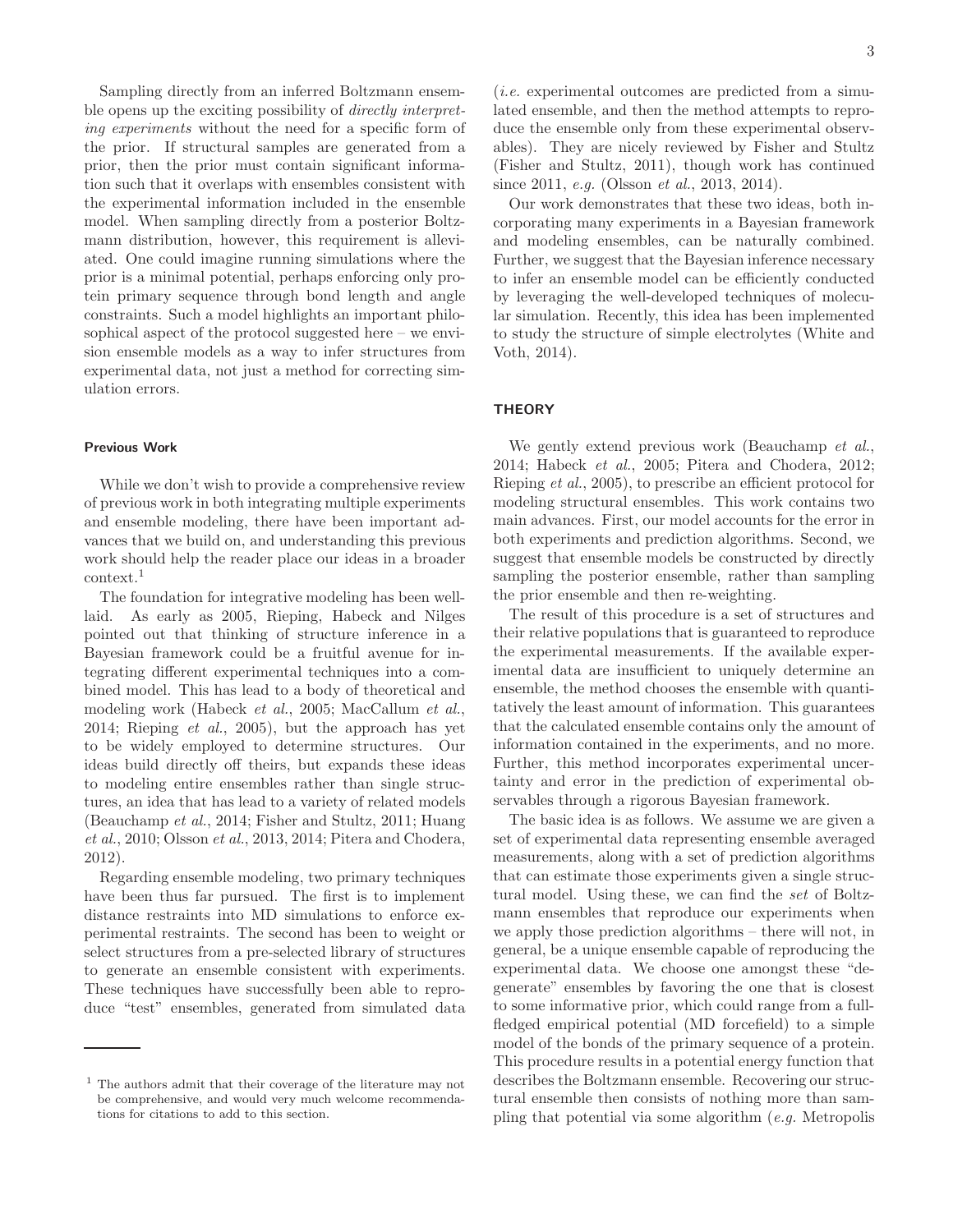Sampling directly from an inferred Boltzmann ensemble opens up the exciting possibility of *directly interpreting experiments* without the need for a specific form of the prior. If structural samples are generated from a prior, then the prior must contain significant information such that it overlaps with ensembles consistent with the experimental information included in the ensemble model. When sampling directly from a posterior Boltzmann distribution, however, this requirement is alleviated. One could imagine running simulations where the prior is a minimal potential, perhaps enforcing only protein primary sequence through bond length and angle constraints. Such a model highlights an important philosophical aspect of the protocol suggested here – we envision ensemble models as a way to infer structures from experimental data, not just a method for correcting simulation errors.

### Previous Work

While we don't wish to provide a comprehensive review of previous work in both integrating multiple experiments and ensemble modeling, there have been important advances that we build on, and understanding this previous work should help the reader place our ideas in a broader context.[1]

The foundation for integrative modeling has been well-laid. As early as 2005, Rieping, Habeck and Nilges pointed out that thinking of structure inference in a Bayesian framework could be a fruitful avenue for integrating different experimental techniques into a combined model. This has lead to a body of theoretical and modeling work (Habeck *et al.*, 2005; MacCallum *et al.*, 2014; Rieping *et al.*, 2005), but the approach has yet to be widely employed to determine structures. Our ideas build directly off theirs, but expands these ideas to modeling entire ensembles rather than single structures, an idea that has lead to a variety of related models (Beauchamp *et al.*, 2014; Fisher and Stultz, 2011; Huang *et al.*, 2010; Olsson *et al.*, 2013, 2014; Pitera and Chodera, 2012).

Regarding ensemble modeling, two primary techniques have been thus far pursued. The first is to implement distance restraints into MD simulations to enforce experimental restraints. The second has been to weight or select structures from a pre-selected library of structures to generate an ensemble consistent with experiments. These techniques have successfully been able to reproduce "test" ensembles, generated from simulated data (*i.e.* experimental outcomes are predicted from a simulated ensemble, and then the method attempts to reproduce the ensemble only from these experimental observables). They are nicely reviewed by Fisher and Stultz (Fisher and Stultz, 2011), though work has continued since 2011, *e.g.* (Olsson *et al.*, 2013, 2014).

Our work demonstrates that these two ideas, both incorporating many experiments in a Bayesian framework and modeling ensembles, can be naturally combined. Further, we suggest that the Bayesian inference necessary to infer an ensemble model can be efficiently conducted by leveraging the well-developed techniques of molecular simulation. Recently, this idea has been implemented to study the structure of simple electrolytes (White and Voth, 2014).

## THEORY

We gently extend previous work (Beauchamp *et al.*, 2014; Habeck *et al.*, 2005; Pitera and Chodera, 2012; Rieping *et al.*, 2005), to prescribe an efficient protocol for modeling structural ensembles. This work contains two main advances. First, our model accounts for the error in both experiments and prediction algorithms. Second, we suggest that ensemble models be constructed by directly sampling the posterior ensemble, rather than sampling the prior ensemble and then re-weighting.

The result of this procedure is a set of structures and their relative populations that is guaranteed to reproduce the experimental measurements. If the available experimental data are insufficient to uniquely determine an ensemble, the method chooses the ensemble with quantitatively the least amount of information. This guarantees that the calculated ensemble contains only the amount of information contained in the experiments, and no more. Further, this method incorporates experimental uncertainty and error in the prediction of experimental observables through a rigorous Bayesian framework.

The basic idea is as follows. We assume we are given a set of experimental data representing ensemble averaged measurements, along with a set of prediction algorithms that can estimate those experiments given a single structural model. Using these, we can find the *set* of Boltzmann ensembles that reproduce our experiments when we apply those prediction algorithms – there will not, in general, be a unique ensemble capable of reproducing the experimental data. We choose one amongst these "degenerate" ensembles by favoring the one that is closest to some informative prior, which could range from a full-fledged empirical potential (MD forcefield) to a simple model of the bonds of the primary sequence of a protein. This procedure results in a potential energy function that describes the Boltzmann ensemble. Recovering our structural ensemble then consists of nothing more than sampling that potential via some algorithm (*e.g.* Metropolis

[1] The authors admit that their coverage of the literature may not be comprehensive, and would very much welcome recommendations for citations to add to this section.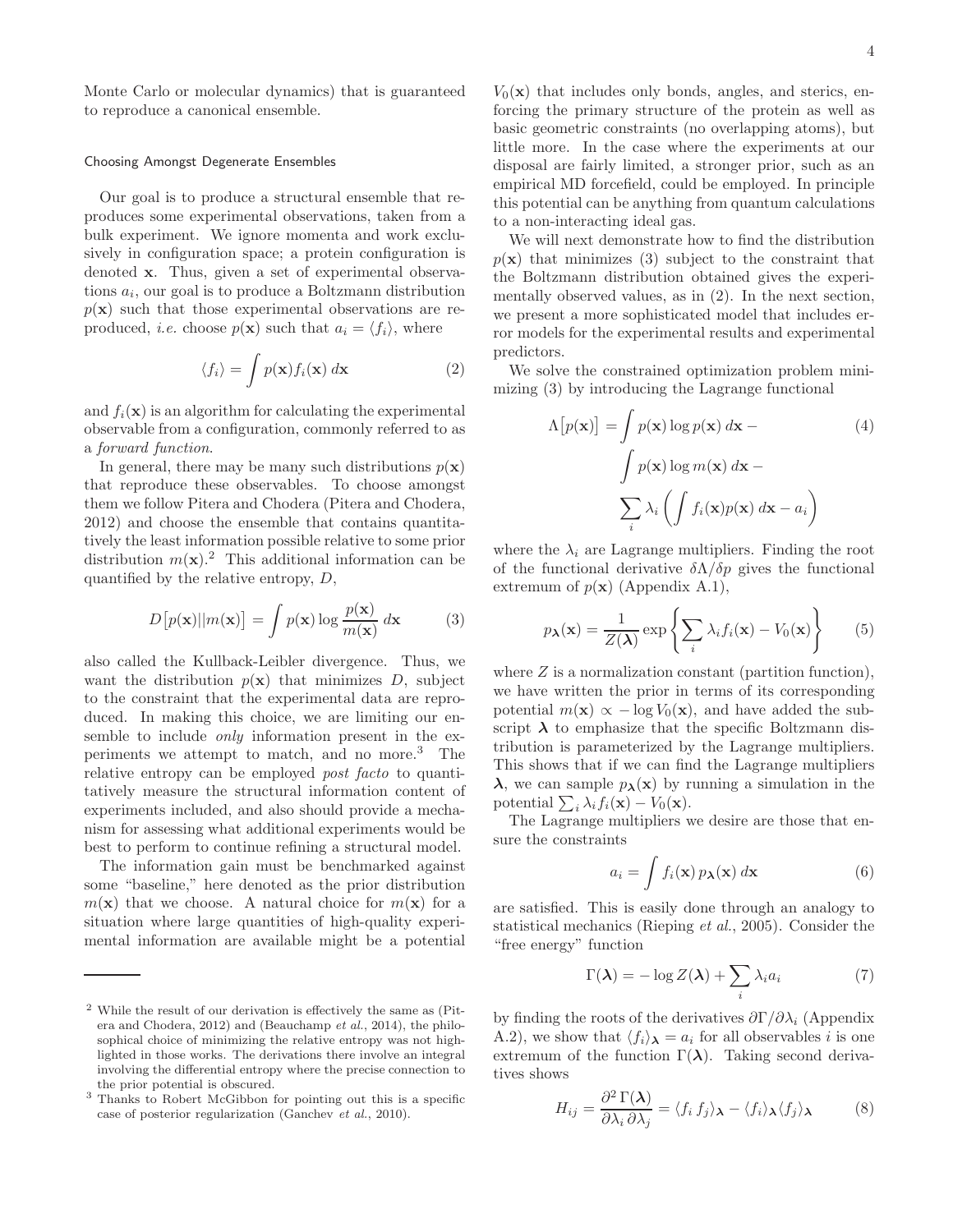Monte Carlo or molecular dynamics) that is guaranteed to reproduce a canonical ensemble.

### Choosing Amongst Degenerate Ensembles

Our goal is to produce a structural ensemble that reproduces some experimental observations, taken from a bulk experiment. We ignore momenta and work exclusively in configuration space; a protein configuration is denoted $\mathbf{x}$. Thus, given a set of experimental observations $a_i$, our goal is to produce a Boltzmann distribution $p(\mathbf{x})$ such that those experimental observations are reproduced, *i.e.* choose $p(\mathbf{x})$ such that $a_i = \langle f_i \rangle$, where

$$\langle f_i \rangle = \int p(\mathbf{x}) f_i(\mathbf{x}) \, d\mathbf{x} \tag{2}$$

and $f_i(\mathbf{x})$ is an algorithm for calculating the experimental observable from a configuration, commonly referred to as a *forward function*.

In general, there may be many such distributions $p(\mathbf{x})$ that reproduce these observables. To choose amongst them we follow Pitera and Chodera (Pitera and Chodera, 2012) and choose the ensemble that contains quantitatively the least information possible relative to some prior distribution $m(\mathbf{x})$.[2] This additional information can be quantified by the relative entropy, $D$,

$$D\big[p(\mathbf{x})||m(\mathbf{x})\big] = \int p(\mathbf{x}) \log \frac{p(\mathbf{x})}{m(\mathbf{x})} \, d\mathbf{x} \tag{3}$$

also called the Kullback-Leibler divergence. Thus, we want the distribution $p(\mathbf{x})$ that minimizes $D$, subject to the constraint that the experimental data are reproduced. In making this choice, we are limiting our ensemble to include *only* information present in the experiments we attempt to match, and no more.[3] The relative entropy can be employed *post facto* to quantitatively measure the structural information content of experiments included, and also should provide a mechanism for assessing what additional experiments would be best to perform to continue refining a structural model.

The information gain must be benchmarked against some "baseline," here denoted as the prior distribution $m(\mathbf{x})$ that we choose. A natural choice for $m(\mathbf{x})$ for a situation where large quantities of high-quality experimental information are available might be a potential $V_0(\mathbf{x})$ that includes only bonds, angles, and sterics, enforcing the primary structure of the protein as well as basic geometric constraints (no overlapping atoms), but little more. In the case where the experiments at our disposal are fairly limited, a stronger prior, such as an empirical MD forcefield, could be employed. In principle this potential can be anything from quantum calculations to a non-interacting ideal gas.

We will next demonstrate how to find the distribution $p(\mathbf{x})$ that minimizes (3) subject to the constraint that the Boltzmann distribution obtained gives the experimentally observed values, as in (2). In the next section, we present a more sophisticated model that includes error models for the experimental results and experimental predictors.

We solve the constrained optimization problem minimizing (3) by introducing the Lagrange functional

$$\begin{aligned} \Lambda\big[p(\mathbf{x})\big] = &\int p(\mathbf{x}) \log p(\mathbf{x}) \, d\mathbf{x} - \\ &\int p(\mathbf{x}) \log m(\mathbf{x}) \, d\mathbf{x} - \\ &\sum_i \lambda_i \left( \int f_i(\mathbf{x}) p(\mathbf{x}) \, d\mathbf{x} - a_i \right) \end{aligned} \tag{4}$$

where the $\lambda_i$ are Lagrange multipliers. Finding the root of the functional derivative $\delta\Lambda/\delta p$ gives the functional extremum of $p(\mathbf{x})$ (Appendix A.1),

$$p_{\boldsymbol{\lambda}}(\mathbf{x}) = \frac{1}{Z(\boldsymbol{\lambda})} \exp\left\{ \sum_i \lambda_i f_i(\mathbf{x}) - V_0(\mathbf{x}) \right\} \tag{5}$$

where $Z$ is a normalization constant (partition function), we have written the prior in terms of its corresponding potential $m(\mathbf{x}) \propto -\log V_0(\mathbf{x})$, and have added the subscript $\boldsymbol{\lambda}$ to emphasize that the specific Boltzmann distribution is parameterized by the Lagrange multipliers. This shows that if we can find the Lagrange multipliers $\boldsymbol{\lambda}$, we can sample $p_{\boldsymbol{\lambda}}(\mathbf{x})$ by running a simulation in the potential $\sum_i \lambda_i f_i(\mathbf{x}) - V_0(\mathbf{x})$.

The Lagrange multipliers we desire are those that ensure the constraints

$$a_i = \int f_i(\mathbf{x}) \, p_{\boldsymbol{\lambda}}(\mathbf{x}) \, d\mathbf{x} \tag{6}$$

are satisfied. This is easily done through an analogy to statistical mechanics (Rieping *et al.*, 2005). Consider the "free energy" function

$$\Gamma(\boldsymbol{\lambda}) = -\log Z(\boldsymbol{\lambda}) + \sum_i \lambda_i a_i \tag{7}$$

by finding the roots of the derivatives $\partial\Gamma/\partial\lambda_i$ (Appendix A.2), we show that $\langle f_i \rangle_{\boldsymbol{\lambda}} = a_i$ for all observables $i$ is one extremum of the function $\Gamma(\boldsymbol{\lambda})$. Taking second derivatives shows

$$H_{ij} = \frac{\partial^2 \Gamma(\boldsymbol{\lambda})}{\partial\lambda_i \, \partial\lambda_j} = \langle f_i \, f_j \rangle_{\boldsymbol{\lambda}} - \langle f_i \rangle_{\boldsymbol{\lambda}} \langle f_j \rangle_{\boldsymbol{\lambda}} \tag{8}$$

---

[2] While the result of our derivation is effectively the same as (Pitera and Chodera, 2012) and (Beauchamp *et al.*, 2014), the philosophical choice of minimizing the relative entropy was not highlighted in those works. The derivations there involve an integral involving the differential entropy where the precise connection to the prior potential is obscured.

[3] Thanks to Robert McGibbon for pointing out this is a specific case of posterior regularization (Ganchev *et al.*, 2010).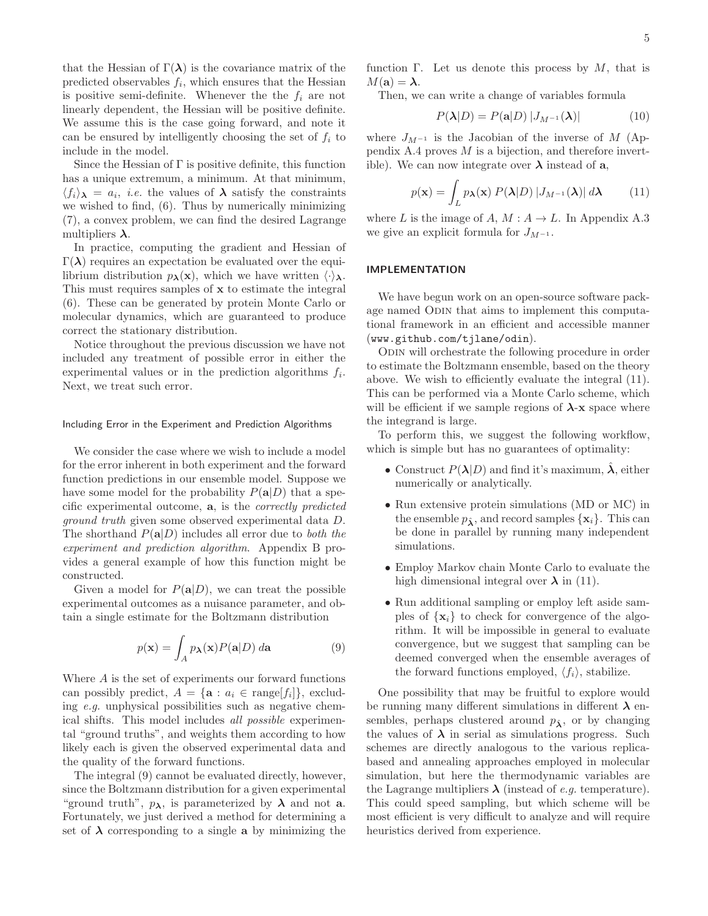that the Hessian of $\Gamma(\boldsymbol{\lambda})$ is the covariance matrix of the predicted observables $f_i$, which ensures that the Hessian is positive semi-definite. Whenever the the $f_i$ are not linearly dependent, the Hessian will be positive definite. We assume this is the case going forward, and note it can be ensured by intelligently choosing the set of $f_i$ to include in the model.

Since the Hessian of $\Gamma$ is positive definite, this function has a unique extremum, a minimum. At that minimum, $\langle f_i \rangle_{\boldsymbol{\lambda}} = a_i$, *i.e.* the values of $\boldsymbol{\lambda}$ satisfy the constraints we wished to find, (6). Thus by numerically minimizing (7), a convex problem, we can find the desired Lagrange multipliers $\boldsymbol{\lambda}$.

In practice, computing the gradient and Hessian of $\Gamma(\boldsymbol{\lambda})$ requires an expectation be evaluated over the equilibrium distribution $p_{\boldsymbol{\lambda}}(\mathbf{x})$, which we have written $\langle \cdot \rangle_{\boldsymbol{\lambda}}$. This must requires samples of $\mathbf{x}$ to estimate the integral (6). These can be generated by protein Monte Carlo or molecular dynamics, which are guaranteed to produce correct the stationary distribution.

Notice throughout the previous discussion we have not included any treatment of possible error in either the experimental values or in the prediction algorithms $f_i$. Next, we treat such error.

#### Including Error in the Experiment and Prediction Algorithms

We consider the case where we wish to include a model for the error inherent in both experiment and the forward function predictions in our ensemble model. Suppose we have some model for the probability $P(\mathbf{a}|D)$ that a specific experimental outcome, $\mathbf{a}$, is the *correctly predicted ground truth* given some observed experimental data $D$. The shorthand $P(\mathbf{a}|D)$ includes all error due to *both the experiment and prediction algorithm*. Appendix B provides a general example of how this function might be constructed.

Given a model for $P(\mathbf{a}|D)$, we can treat the possible experimental outcomes as a nuisance parameter, and obtain a single estimate for the Boltzmann distribution

$$p(\mathbf{x}) = \int_A p_{\boldsymbol{\lambda}}(\mathbf{x}) P(\mathbf{a}|D) \, d\mathbf{a} \tag{9}$$

Where $A$ is the set of experiments our forward functions can possibly predict, $A = \{\mathbf{a} : a_i \in \text{range}[f_i]\}$, excluding *e.g.* unphysical possibilities such as negative chemical shifts. This model includes *all possible* experimental "ground truths", and weights them according to how likely each is given the observed experimental data and the quality of the forward functions.

The integral (9) cannot be evaluated directly, however, since the Boltzmann distribution for a given experimental "ground truth", $p_{\boldsymbol{\lambda}}$, is parameterized by $\boldsymbol{\lambda}$ and not $\mathbf{a}$. Fortunately, we just derived a method for determining a set of $\boldsymbol{\lambda}$ corresponding to a single $\mathbf{a}$ by minimizing the function $\Gamma$. Let us denote this process by $M$, that is $M(\mathbf{a}) = \boldsymbol{\lambda}$.

Then, we can write a change of variables formula

$$P(\boldsymbol{\lambda}|D) = P(\mathbf{a}|D) \, |J_{M^{-1}}(\boldsymbol{\lambda})| \tag{10}$$

where $J_{M^{-1}}$ is the Jacobian of the inverse of $M$ (Appendix A.4 proves $M$ is a bijection, and therefore invertible). We can now integrate over $\boldsymbol{\lambda}$ instead of $\mathbf{a}$,

$$p(\mathbf{x}) = \int_L p_{\boldsymbol{\lambda}}(\mathbf{x}) \, P(\boldsymbol{\lambda}|D) \, |J_{M^{-1}}(\boldsymbol{\lambda})| \, d\boldsymbol{\lambda} \tag{11}$$

where $L$ is the image of $A$, $M : A \to L$. In Appendix A.3 we give an explicit formula for $J_{M^{-1}}$.

### IMPLEMENTATION

We have begun work on an open-source software package named ODIN that aims to implement this computational framework in an efficient and accessible manner (`www.github.com/tjlane/odin`).

ODIN will orchestrate the following procedure in order to estimate the Boltzmann ensemble, based on the theory above. We wish to efficiently evaluate the integral (11). This can be performed via a Monte Carlo scheme, which will be efficient if we sample regions of $\boldsymbol{\lambda}$-$\mathbf{x}$ space where the integrand is large.

To perform this, we suggest the following workflow, which is simple but has no guarantees of optimality:

- Construct $P(\boldsymbol{\lambda}|D)$ and find it's maximum, $\hat{\boldsymbol{\lambda}}$, either numerically or analytically.
- Run extensive protein simulations (MD or MC) in the ensemble $p_{\hat{\boldsymbol{\lambda}}}$, and record samples $\{\mathbf{x}_i\}$. This can be done in parallel by running many independent simulations.
- Employ Markov chain Monte Carlo to evaluate the high dimensional integral over $\boldsymbol{\lambda}$ in (11).
- Run additional sampling or employ left aside samples of $\{\mathbf{x}_i\}$ to check for convergence of the algorithm. It will be impossible in general to evaluate convergence, but we suggest that sampling can be deemed converged when the ensemble averages of the forward functions employed, $\langle f_i \rangle$, stabilize.

One possibility that may be fruitful to explore would be running many different simulations in different $\boldsymbol{\lambda}$ ensembles, perhaps clustered around $p_{\hat{\boldsymbol{\lambda}}}$, or by changing the values of $\boldsymbol{\lambda}$ in serial as simulations progress. Such schemes are directly analogous to the various replica-based and annealing approaches employed in molecular simulation, but here the thermodynamic variables are the Lagrange multipliers $\boldsymbol{\lambda}$ (instead of *e.g.* temperature). This could speed sampling, but which scheme will be most efficient is very difficult to analyze and will require heuristics derived from experience.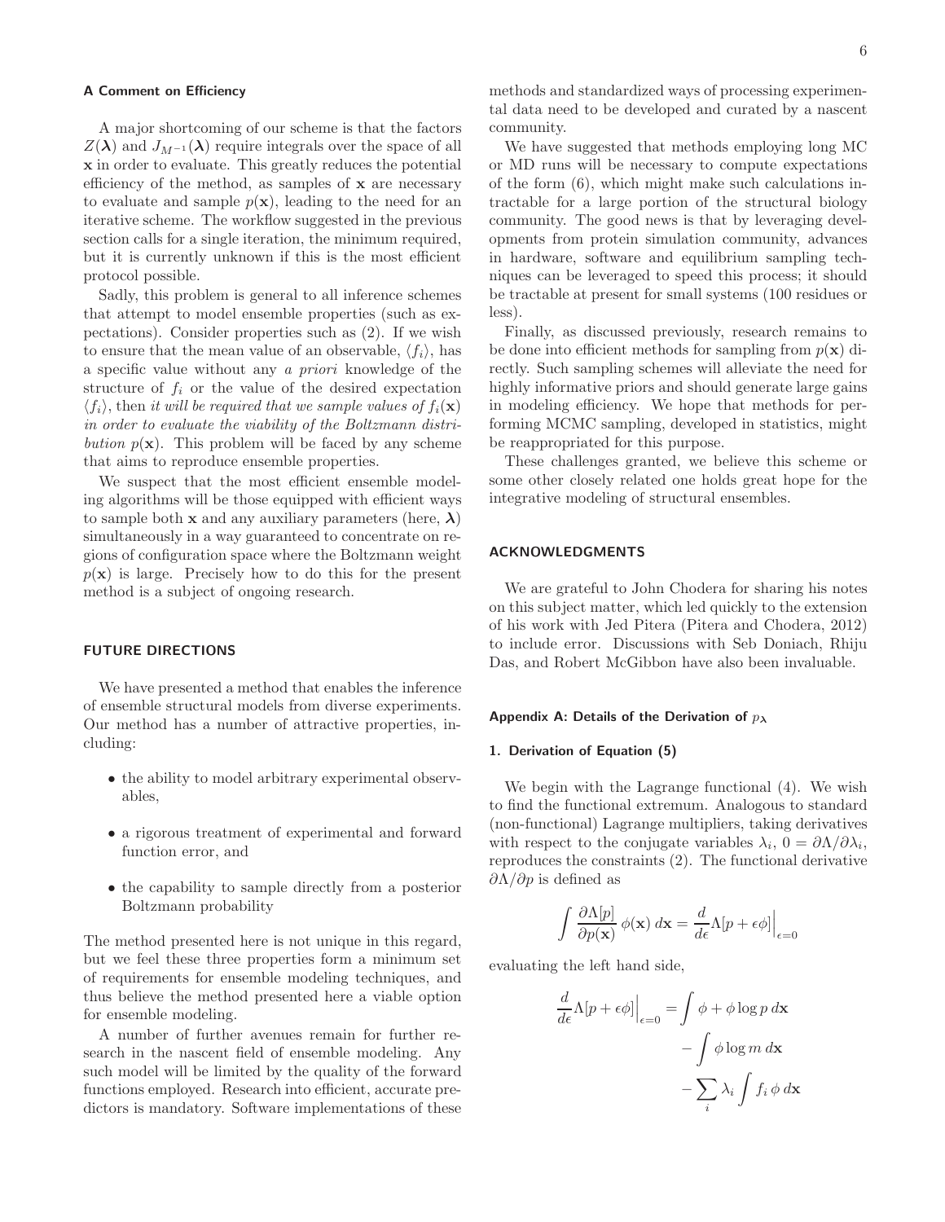#### A Comment on Efficiency

A major shortcoming of our scheme is that the factors $Z(\boldsymbol{\lambda})$ and $J_{M^{-1}}(\boldsymbol{\lambda})$ require integrals over the space of all $\mathbf{x}$ in order to evaluate. This greatly reduces the potential efficiency of the method, as samples of $\mathbf{x}$ are necessary to evaluate and sample $p(\mathbf{x})$, leading to the need for an iterative scheme. The workflow suggested in the previous section calls for a single iteration, the minimum required, but it is currently unknown if this is the most efficient protocol possible.

Sadly, this problem is general to all inference schemes that attempt to model ensemble properties (such as expectations). Consider properties such as (2). If we wish to ensure that the mean value of an observable, $\langle f_i \rangle$, has a specific value without any *a priori* knowledge of the structure of $f_i$ or the value of the desired expectation $\langle f_i \rangle$, then *it will be required that we sample values of $f_i(\mathbf{x})$ in order to evaluate the viability of the Boltzmann distribution $p(\mathbf{x})$.* This problem will be faced by any scheme that aims to reproduce ensemble properties.

We suspect that the most efficient ensemble modeling algorithms will be those equipped with efficient ways to sample both $\mathbf{x}$ and any auxiliary parameters (here, $\boldsymbol{\lambda}$) simultaneously in a way guaranteed to concentrate on regions of configuration space where the Boltzmann weight $p(\mathbf{x})$ is large. Precisely how to do this for the present method is a subject of ongoing research.

## FUTURE DIRECTIONS

We have presented a method that enables the inference of ensemble structural models from diverse experiments. Our method has a number of attractive properties, including:

- the ability to model arbitrary experimental observables,
- a rigorous treatment of experimental and forward function error, and
- the capability to sample directly from a posterior Boltzmann probability

The method presented here is not unique in this regard, but we feel these three properties form a minimum set of requirements for ensemble modeling techniques, and thus believe the method presented here a viable option for ensemble modeling.

A number of further avenues remain for further research in the nascent field of ensemble modeling. Any such model will be limited by the quality of the forward functions employed. Research into efficient, accurate predictors is mandatory. Software implementations of these methods and standardized ways of processing experimental data need to be developed and curated by a nascent community.

We have suggested that methods employing long MC or MD runs will be necessary to compute expectations of the form (6), which might make such calculations intractable for a large portion of the structural biology community. The good news is that by leveraging developments from protein simulation community, advances in hardware, software and equilibrium sampling techniques can be leveraged to speed this process; it should be tractable at present for small systems (100 residues or less).

Finally, as discussed previously, research remains to be done into efficient methods for sampling from $p(\mathbf{x})$ directly. Such sampling schemes will alleviate the need for highly informative priors and should generate large gains in modeling efficiency. We hope that methods for performing MCMC sampling, developed in statistics, might be reappropriated for this purpose.

These challenges granted, we believe this scheme or some other closely related one holds great hope for the integrative modeling of structural ensembles.

## ACKNOWLEDGMENTS

We are grateful to John Chodera for sharing his notes on this subject matter, which led quickly to the extension of his work with Jed Pitera (Pitera and Chodera, 2012) to include error. Discussions with Seb Doniach, Rhiju Das, and Robert McGibbon have also been invaluable.

### Appendix A: Details of the Derivation of $p_{\boldsymbol{\lambda}}$

#### 1. Derivation of Equation (5)

We begin with the Lagrange functional (4). We wish to find the functional extremum. Analogous to standard (non-functional) Lagrange multipliers, taking derivatives with respect to the conjugate variables $\lambda_i$, $0 = \partial \Lambda / \partial \lambda_i$, reproduces the constraints (2). The functional derivative $\partial \Lambda / \partial p$ is defined as

$$\int \frac{\partial \Lambda[p]}{\partial p(\mathbf{x})} \, \phi(\mathbf{x}) \, d\mathbf{x} = \frac{d}{d\epsilon} \Lambda[p + \epsilon \phi] \Big|_{\epsilon=0}$$

evaluating the left hand side,

$$\begin{aligned} \frac{d}{d\epsilon} \Lambda[p + \epsilon \phi] \Big|_{\epsilon=0} &= \int \phi + \phi \log p \, d\mathbf{x} \\ &\quad - \int \phi \log m \, d\mathbf{x} \\ &\quad - \sum_i \lambda_i \int f_i \, \phi \, d\mathbf{x} \end{aligned}$$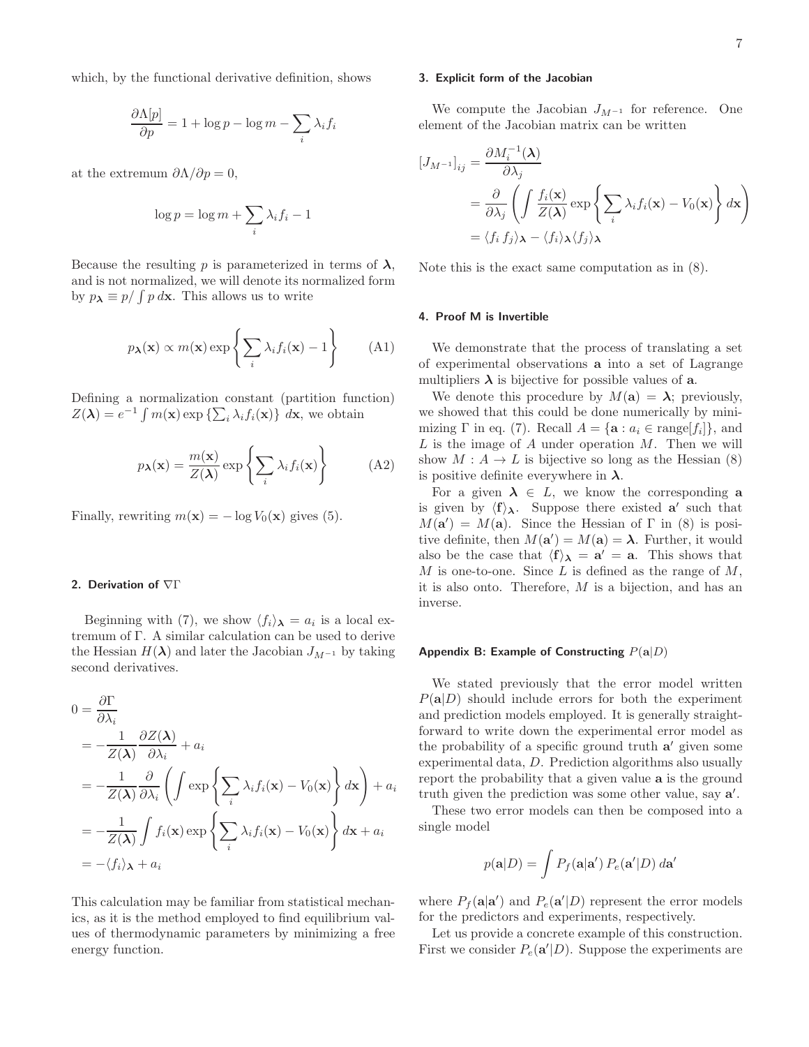which, by the functional derivative definition, shows

$$\frac{\partial \Lambda[p]}{\partial p} = 1 + \log p - \log m - \sum_i \lambda_i f_i$$

at the extremum $\partial \Lambda / \partial p = 0$,

$$\log p = \log m + \sum_i \lambda_i f_i - 1$$

Because the resulting $p$ is parameterized in terms of $\boldsymbol{\lambda}$, and is not normalized, we will denote its normalized form by $p_{\boldsymbol{\lambda}} \equiv p / \int p \, d\mathbf{x}$. This allows us to write

$$p_{\boldsymbol{\lambda}}(\mathbf{x}) \propto m(\mathbf{x}) \exp\left\{ \sum_i \lambda_i f_i(\mathbf{x}) - 1 \right\} \tag{A1}$$

Defining a normalization constant (partition function) $Z(\boldsymbol{\lambda}) = e^{-1} \int m(\mathbf{x}) \exp\left\{\sum_i \lambda_i f_i(\mathbf{x})\right\} \, d\mathbf{x}$, we obtain

$$p_{\boldsymbol{\lambda}}(\mathbf{x}) = \frac{m(\mathbf{x})}{Z(\boldsymbol{\lambda})} \exp\left\{ \sum_i \lambda_i f_i(\mathbf{x}) \right\} \tag{A2}$$

Finally, rewriting $m(\mathbf{x}) = -\log V_0(\mathbf{x})$ gives (5).

#### 2. Derivation of $\nabla \Gamma$

Beginning with (7), we show $\langle f_i \rangle_{\boldsymbol{\lambda}} = a_i$ is a local extremum of $\Gamma$. A similar calculation can be used to derive the Hessian $H(\boldsymbol{\lambda})$ and later the Jacobian $J_{M^{-1}}$ by taking second derivatives.

$$\begin{aligned}
0 &= \frac{\partial \Gamma}{\partial \lambda_i} \\
&= -\frac{1}{Z(\boldsymbol{\lambda})} \frac{\partial Z(\boldsymbol{\lambda})}{\partial \lambda_i} + a_i \\
&= -\frac{1}{Z(\boldsymbol{\lambda})} \frac{\partial}{\partial \lambda_i} \left( \int \exp\left\{ \sum_i \lambda_i f_i(\mathbf{x}) - V_0(\mathbf{x}) \right\} d\mathbf{x} \right) + a_i \\
&= -\frac{1}{Z(\boldsymbol{\lambda})} \int f_i(\mathbf{x}) \exp\left\{ \sum_i \lambda_i f_i(\mathbf{x}) - V_0(\mathbf{x}) \right\} d\mathbf{x} + a_i \\
&= -\langle f_i \rangle_{\boldsymbol{\lambda}} + a_i
\end{aligned}$$

This calculation may be familiar from statistical mechanics, as it is the method employed to find equilibrium values of thermodynamic parameters by minimizing a free energy function.

#### 3. Explicit form of the Jacobian

We compute the Jacobian $J_{M^{-1}}$ for reference. One element of the Jacobian matrix can be written

$$\begin{aligned}
\left[J_{M^{-1}}\right]_{ij} &= \frac{\partial M_i^{-1}(\boldsymbol{\lambda})}{\partial \lambda_j} \\
&= \frac{\partial}{\partial \lambda_j} \left( \int \frac{f_i(\mathbf{x})}{Z(\boldsymbol{\lambda})} \exp\left\{ \sum_i \lambda_i f_i(\mathbf{x}) - V_0(\mathbf{x}) \right\} d\mathbf{x} \right) \\
&= \langle f_i \, f_j \rangle_{\boldsymbol{\lambda}} - \langle f_i \rangle_{\boldsymbol{\lambda}} \langle f_j \rangle_{\boldsymbol{\lambda}}
\end{aligned}$$

Note this is the exact same computation as in (8).

#### 4. Proof M is Invertible

We demonstrate that the process of translating a set of experimental observations $\mathbf{a}$ into a set of Lagrange multipliers $\boldsymbol{\lambda}$ is bijective for possible values of $\mathbf{a}$.

We denote this procedure by $M(\mathbf{a}) = \boldsymbol{\lambda}$; previously, we showed that this could be done numerically by minimizing $\Gamma$ in eq. (7). Recall $A = \{\mathbf{a} : a_i \in \text{range}[f_i]\}$, and $L$ is the image of $A$ under operation $M$. Then we will show $M : A \to L$ is bijective so long as the Hessian (8) is positive definite everywhere in $\boldsymbol{\lambda}$.

For a given $\boldsymbol{\lambda} \in L$, we know the corresponding $\mathbf{a}$ is given by $\langle \mathbf{f} \rangle_{\boldsymbol{\lambda}}$. Suppose there existed $\mathbf{a}'$ such that $M(\mathbf{a}') = M(\mathbf{a})$. Since the Hessian of $\Gamma$ in (8) is positive definite, then $M(\mathbf{a}') = M(\mathbf{a}) = \boldsymbol{\lambda}$. Further, it would also be the case that $\langle \mathbf{f} \rangle_{\boldsymbol{\lambda}} = \mathbf{a}' = \mathbf{a}$. This shows that $M$ is one-to-one. Since $L$ is defined as the range of $M$, it is also onto. Therefore, $M$ is a bijection, and has an inverse.

### Appendix B: Example of Constructing $P(\mathbf{a}|D)$

We stated previously that the error model written $P(\mathbf{a}|D)$ should include errors for both the experiment and prediction models employed. It is generally straightforward to write down the experimental error model as the probability of a specific ground truth $\mathbf{a}'$ given some experimental data, $D$. Prediction algorithms also usually report the probability that a given value $\mathbf{a}$ is the ground truth given the prediction was some other value, say $\mathbf{a}'$.

These two error models can then be composed into a single model

$$p(\mathbf{a}|D) = \int P_f(\mathbf{a}|\mathbf{a}') \, P_e(\mathbf{a}'|D) \, d\mathbf{a}'$$

where $P_f(\mathbf{a}|\mathbf{a}')$ and $P_e(\mathbf{a}'|D)$ represent the error models for the predictors and experiments, respectively.

Let us provide a concrete example of this construction. First we consider $P_e(\mathbf{a}'|D)$. Suppose the experiments are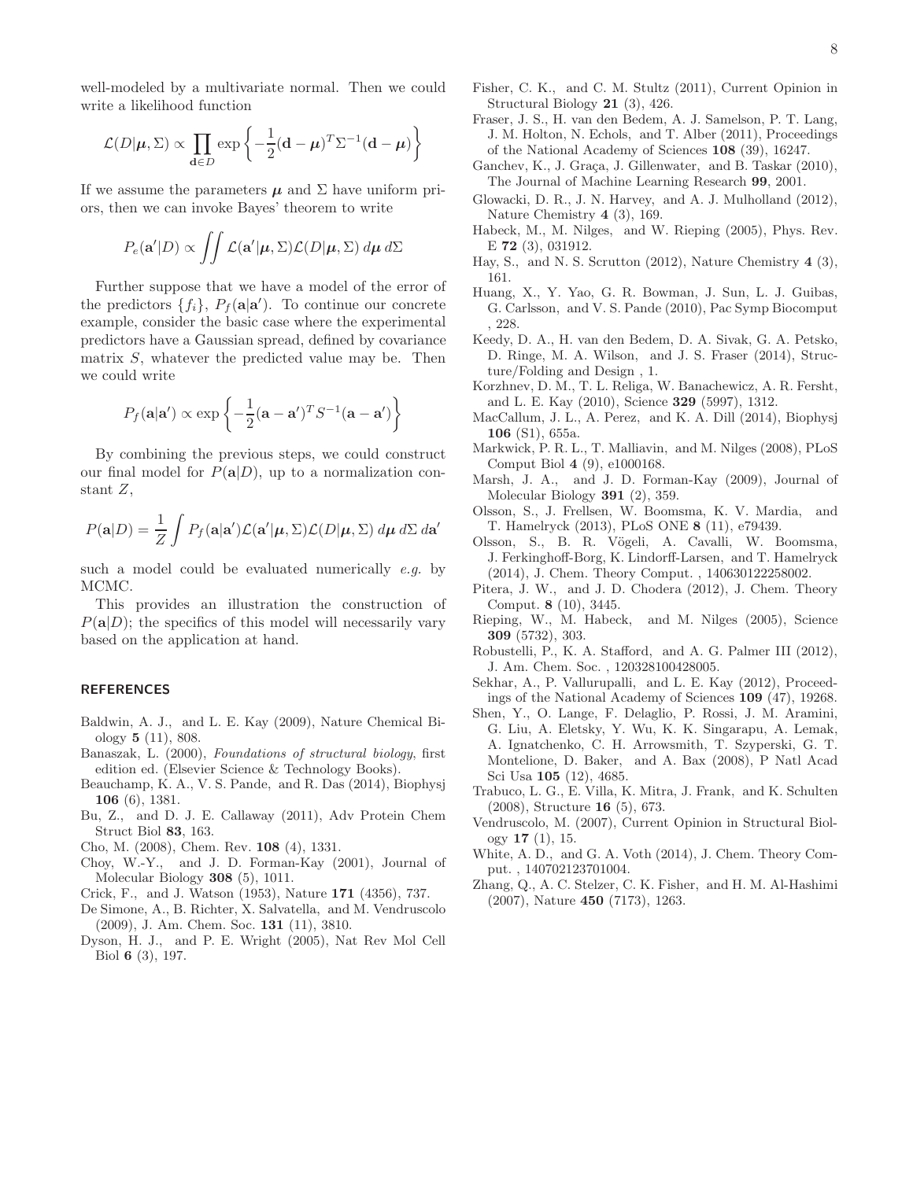well-modeled by a multivariate normal. Then we could write a likelihood function

$$\mathcal{L}(D|\boldsymbol{\mu},\Sigma) \propto \prod_{\mathbf{d}\in D} \exp\left\{-\frac{1}{2}(\mathbf{d}-\boldsymbol{\mu})^T\Sigma^{-1}(\mathbf{d}-\boldsymbol{\mu})\right\}$$

If we assume the parameters $\boldsymbol{\mu}$ and $\Sigma$ have uniform priors, then we can invoke Bayes' theorem to write

$$P_e(\mathbf{a}'|D) \propto \iint \mathcal{L}(\mathbf{a}'|\boldsymbol{\mu},\Sigma)\mathcal{L}(D|\boldsymbol{\mu},\Sigma)\, d\boldsymbol{\mu}\, d\Sigma$$

Further suppose that we have a model of the error of the predictors $\{f_i\}$, $P_f(\mathbf{a}|\mathbf{a}')$. To continue our concrete example, consider the basic case where the experimental predictors have a Gaussian spread, defined by covariance matrix $S$, whatever the predicted value may be. Then we could write

$$P_f(\mathbf{a}|\mathbf{a}') \propto \exp\left\{-\frac{1}{2}(\mathbf{a}-\mathbf{a}')^T S^{-1}(\mathbf{a}-\mathbf{a}')\right\}$$

By combining the previous steps, we could construct our final model for $P(\mathbf{a}|D)$, up to a normalization constant $Z$,

$$P(\mathbf{a}|D) = \frac{1}{Z}\int P_f(\mathbf{a}|\mathbf{a}')\mathcal{L}(\mathbf{a}'|\boldsymbol{\mu},\Sigma)\mathcal{L}(D|\boldsymbol{\mu},\Sigma)\, d\boldsymbol{\mu}\, d\Sigma\, d\mathbf{a}'$$

such a model could be evaluated numerically *e.g.* by MCMC.

This provides an illustration the construction of $P(\mathbf{a}|D)$; the specifics of this model will necessarily vary based on the application at hand.

## REFERENCES

Baldwin, A. J., and L. E. Kay (2009), Nature Chemical Biology **5** (11), 808.

Banaszak, L. (2000), *Foundations of structural biology*, first edition ed. (Elsevier Science & Technology Books).

Beauchamp, K. A., V. S. Pande, and R. Das (2014), Biophysj **106** (6), 1381.

Bu, Z., and D. J. E. Callaway (2011), Adv Protein Chem Struct Biol **83**, 163.

Cho, M. (2008), Chem. Rev. **108** (4), 1331.

Choy, W.-Y., and J. D. Forman-Kay (2001), Journal of Molecular Biology **308** (5), 1011.

Crick, F., and J. Watson (1953), Nature **171** (4356), 737.

De Simone, A., B. Richter, X. Salvatella, and M. Vendruscolo (2009), J. Am. Chem. Soc. **131** (11), 3810.

Dyson, H. J., and P. E. Wright (2005), Nat Rev Mol Cell Biol **6** (3), 197.

Fisher, C. K., and C. M. Stultz (2011), Current Opinion in Structural Biology **21** (3), 426.

Fraser, J. S., H. van den Bedem, A. J. Samelson, P. T. Lang, J. M. Holton, N. Echols, and T. Alber (2011), Proceedings of the National Academy of Sciences **108** (39), 16247.

Ganchev, K., J. Graça, J. Gillenwater, and B. Taskar (2010), The Journal of Machine Learning Research **99**, 2001.

Glowacki, D. R., J. N. Harvey, and A. J. Mulholland (2012), Nature Chemistry **4** (3), 169.

Habeck, M., M. Nilges, and W. Rieping (2005), Phys. Rev. E **72** (3), 031912.

Hay, S., and N. S. Scrutton (2012), Nature Chemistry **4** (3), 161.

Huang, X., Y. Yao, G. R. Bowman, J. Sun, L. J. Guibas, G. Carlsson, and V. S. Pande (2010), Pac Symp Biocomput , 228.

Keedy, D. A., H. van den Bedem, D. A. Sivak, G. A. Petsko, D. Ringe, M. A. Wilson, and J. S. Fraser (2014), Structure/Folding and Design , 1.

Korzhnev, D. M., T. L. Religa, W. Banachewicz, A. R. Fersht, and L. E. Kay (2010), Science **329** (5997), 1312.

MacCallum, J. L., A. Perez, and K. A. Dill (2014), Biophysj **106** (S1), 655a.

Markwick, P. R. L., T. Malliavin, and M. Nilges (2008), PLoS Comput Biol **4** (9), e1000168.

Marsh, J. A., and J. D. Forman-Kay (2009), Journal of Molecular Biology **391** (2), 359.

Olsson, S., J. Frellsen, W. Boomsma, K. V. Mardia, and T. Hamelryck (2013), PLoS ONE **8** (11), e79439.

Olsson, S., B. R. Vögeli, A. Cavalli, W. Boomsma, J. Ferkinghoff-Borg, K. Lindorff-Larsen, and T. Hamelryck (2014), J. Chem. Theory Comput. , 140630122258002.

Pitera, J. W., and J. D. Chodera (2012), J. Chem. Theory Comput. **8** (10), 3445.

Rieping, W., M. Habeck, and M. Nilges (2005), Science **309** (5732), 303.

Robustelli, P., K. A. Stafford, and A. G. Palmer III (2012), J. Am. Chem. Soc. , 120328100428005.

Sekhar, A., P. Vallurupalli, and L. E. Kay (2012), Proceedings of the National Academy of Sciences **109** (47), 19268.

Shen, Y., O. Lange, F. Delaglio, P. Rossi, J. M. Aramini, G. Liu, A. Eletsky, Y. Wu, K. K. Singarapu, A. Lemak, A. Ignatchenko, C. H. Arrowsmith, T. Szyperski, G. T. Montelione, D. Baker, and A. Bax (2008), P Natl Acad Sci Usa **105** (12), 4685.

Trabuco, L. G., E. Villa, K. Mitra, J. Frank, and K. Schulten (2008), Structure **16** (5), 673.

Vendruscolo, M. (2007), Current Opinion in Structural Biology **17** (1), 15.

White, A. D., and G. A. Voth (2014), J. Chem. Theory Comput. , 140702123701004.

Zhang, Q., A. C. Stelzer, C. K. Fisher, and H. M. Al-Hashimi (2007), Nature **450** (7173), 1263.